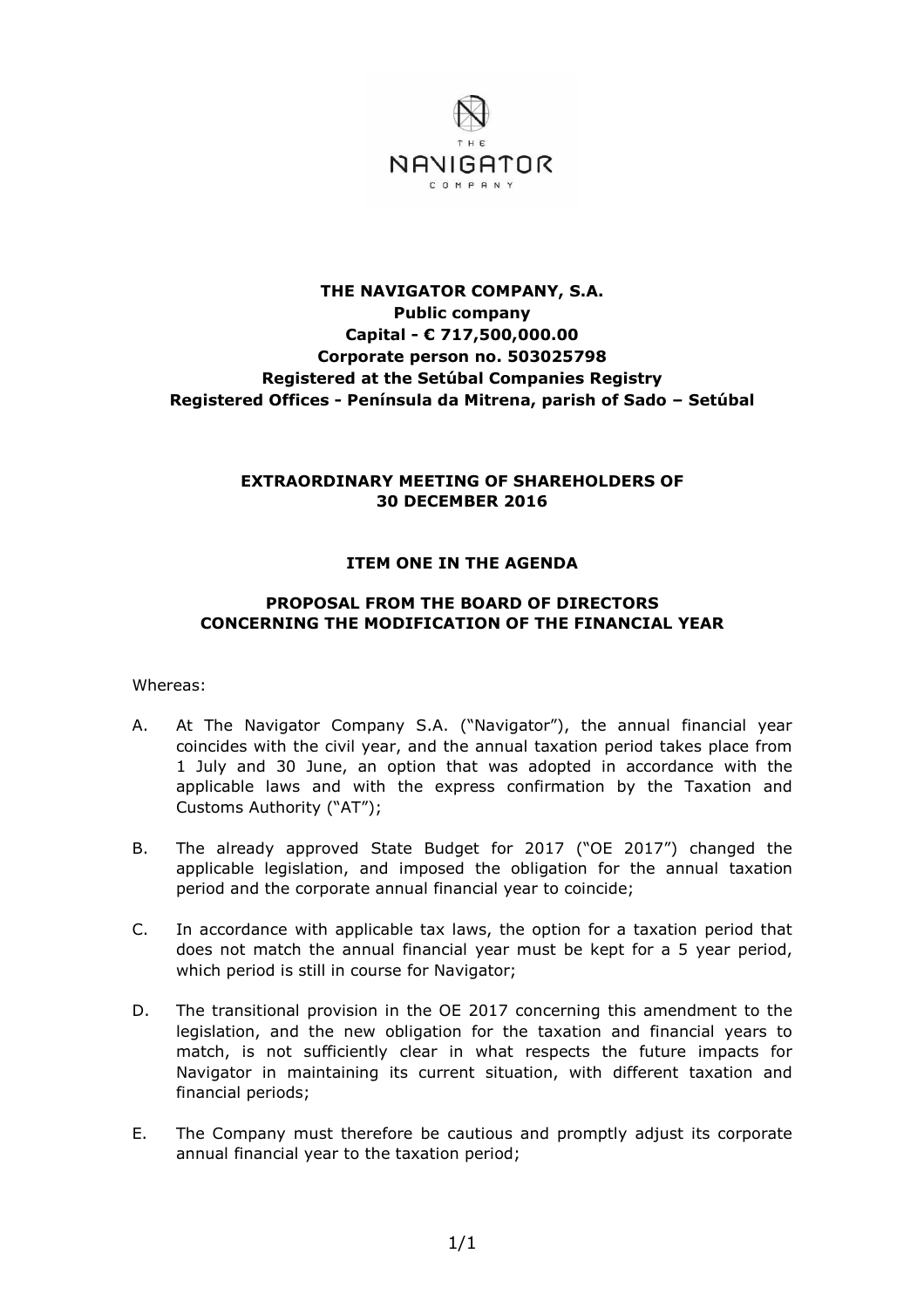**THE NAVIGATOR COMPANY, S.A.**
**Public company**
**Capital - € 717,500,000.00**
**Corporate person no. 503025798**
**Registered at the Setúbal Companies Registry**
**Registered Offices - Península da Mitrena, parish of Sado – Setúbal**

**EXTRAORDINARY MEETING OF SHAREHOLDERS OF 30 DECEMBER 2016**

**ITEM ONE IN THE AGENDA**

**PROPOSAL FROM THE BOARD OF DIRECTORS CONCERNING THE MODIFICATION OF THE FINANCIAL YEAR**

Whereas:

A. At The Navigator Company S.A. ("Navigator"), the annual financial year coincides with the civil year, and the annual taxation period takes place from 1 July and 30 June, an option that was adopted in accordance with the applicable laws and with the express confirmation by the Taxation and Customs Authority ("AT");

B. The already approved State Budget for 2017 ("OE 2017") changed the applicable legislation, and imposed the obligation for the annual taxation period and the corporate annual financial year to coincide;

C. In accordance with applicable tax laws, the option for a taxation period that does not match the annual financial year must be kept for a 5 year period, which period is still in course for Navigator;

D. The transitional provision in the OE 2017 concerning this amendment to the legislation, and the new obligation for the taxation and financial years to match, is not sufficiently clear in what respects the future impacts for Navigator in maintaining its current situation, with different taxation and financial periods;

E. The Company must therefore be cautious and promptly adjust its corporate annual financial year to the taxation period;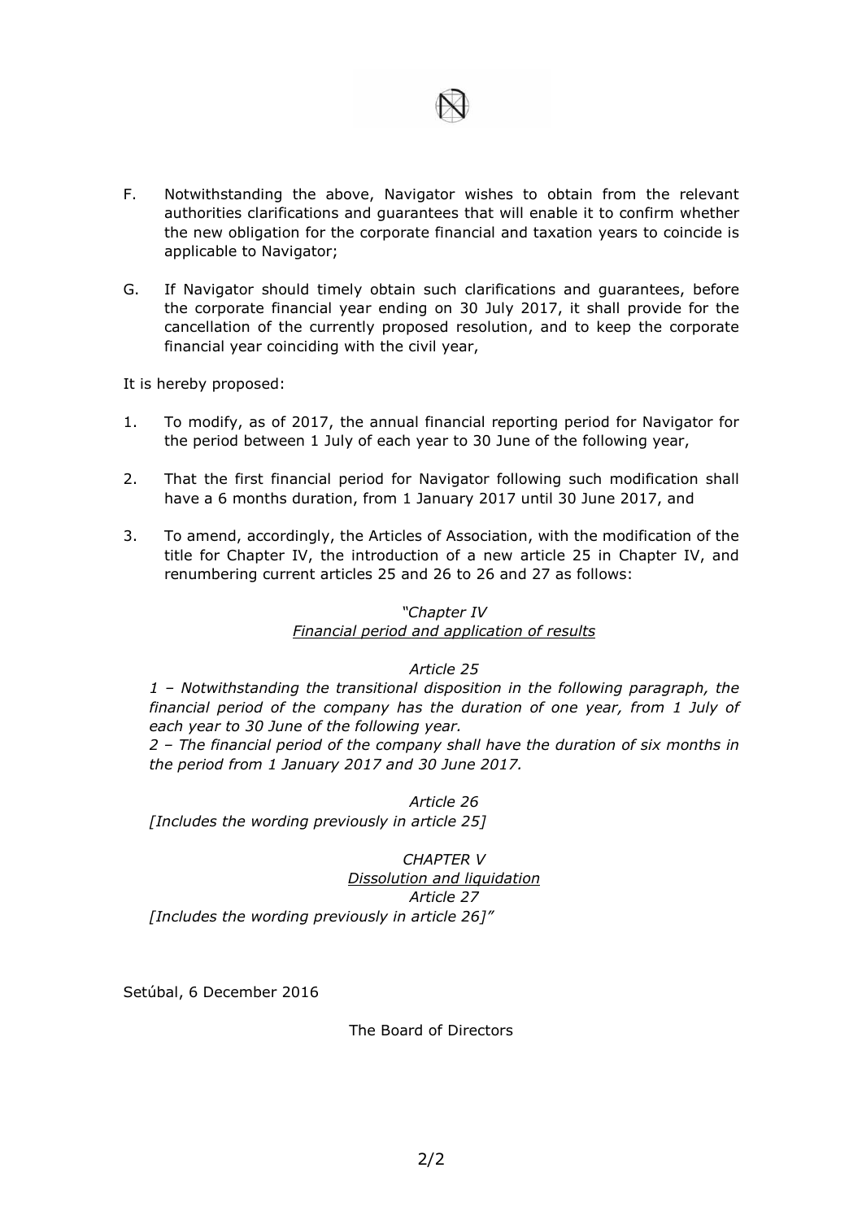F. Notwithstanding the above, Navigator wishes to obtain from the relevant authorities clarifications and guarantees that will enable it to confirm whether the new obligation for the corporate financial and taxation years to coincide is applicable to Navigator;

G. If Navigator should timely obtain such clarifications and guarantees, before the corporate financial year ending on 30 July 2017, it shall provide for the cancellation of the currently proposed resolution, and to keep the corporate financial year coinciding with the civil year,

It is hereby proposed:

1. To modify, as of 2017, the annual financial reporting period for Navigator for the period between 1 July of each year to 30 June of the following year,

2. That the first financial period for Navigator following such modification shall have a 6 months duration, from 1 January 2017 until 30 June 2017, and

3. To amend, accordingly, the Articles of Association, with the modification of the title for Chapter IV, the introduction of a new article 25 in Chapter IV, and renumbering current articles 25 and 26 to 26 and 27 as follows:

*"Chapter IV*
*Financial period and application of results*

*Article 25*

*1 – Notwithstanding the transitional disposition in the following paragraph, the financial period of the company has the duration of one year, from 1 July of each year to 30 June of the following year.*

*2 – The financial period of the company shall have the duration of six months in the period from 1 January 2017 and 30 June 2017.*

*Article 26*

*[Includes the wording previously in article 25]*

*CHAPTER V*
*Dissolution and liquidation*
*Article 27*

*[Includes the wording previously in article 26]"*

Setúbal, 6 December 2016

The Board of Directors